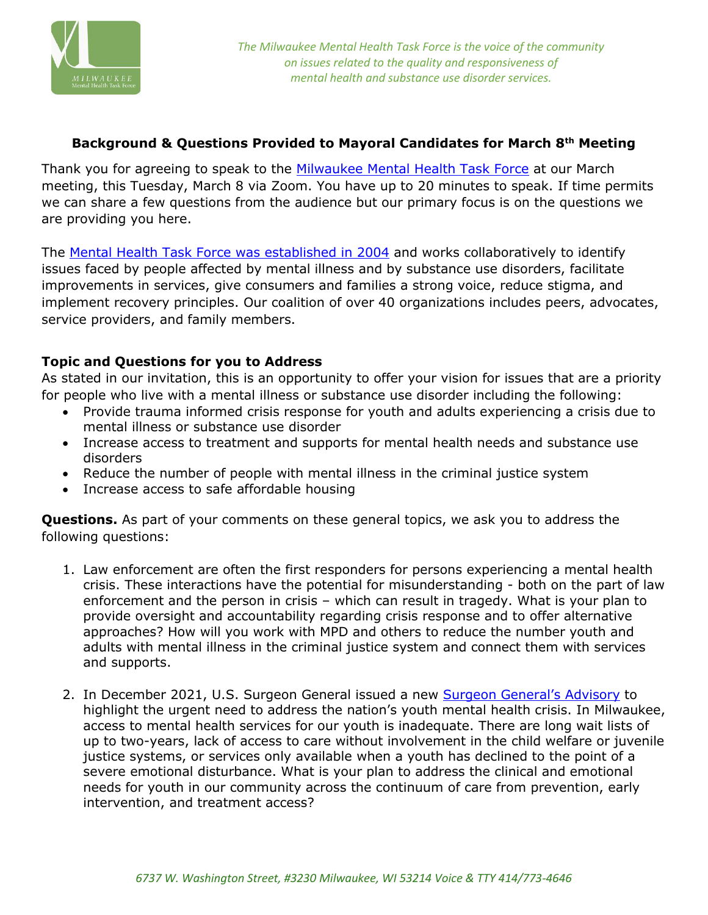*The Milwaukee Mental Health Task Force is the voice of the community on issues related to the quality and responsiveness of mental health and substance use disorder services.*

## Background & Questions Provided to Mayoral Candidates for March 8th Meeting

Thank you for agreeing to speak to the Milwaukee Mental Health Task Force at our March meeting, this Tuesday, March 8 via Zoom. You have up to 20 minutes to speak. If time permits we can share a few questions from the audience but our primary focus is on the questions we are providing you here.

The Mental Health Task Force was established in 2004 and works collaboratively to identify issues faced by people affected by mental illness and by substance use disorders, facilitate improvements in services, give consumers and families a strong voice, reduce stigma, and implement recovery principles. Our coalition of over 40 organizations includes peers, advocates, service providers, and family members.

### Topic and Questions for you to Address

As stated in our invitation, this is an opportunity to offer your vision for issues that are a priority for people who live with a mental illness or substance use disorder including the following:

- Provide trauma informed crisis response for youth and adults experiencing a crisis due to mental illness or substance use disorder
- Increase access to treatment and supports for mental health needs and substance use disorders
- Reduce the number of people with mental illness in the criminal justice system
- Increase access to safe affordable housing

**Questions.** As part of your comments on these general topics, we ask you to address the following questions:

1. Law enforcement are often the first responders for persons experiencing a mental health crisis. These interactions have the potential for misunderstanding - both on the part of law enforcement and the person in crisis – which can result in tragedy. What is your plan to provide oversight and accountability regarding crisis response and to offer alternative approaches? How will you work with MPD and others to reduce the number youth and adults with mental illness in the criminal justice system and connect them with services and supports.

2. In December 2021, U.S. Surgeon General issued a new Surgeon General's Advisory to highlight the urgent need to address the nation's youth mental health crisis. In Milwaukee, access to mental health services for our youth is inadequate. There are long wait lists of up to two-years, lack of access to care without involvement in the child welfare or juvenile justice systems, or services only available when a youth has declined to the point of a severe emotional disturbance. What is your plan to address the clinical and emotional needs for youth in our community across the continuum of care from prevention, early intervention, and treatment access?

*6737 W. Washington Street, #3230 Milwaukee, WI 53214 Voice & TTY 414/773-4646*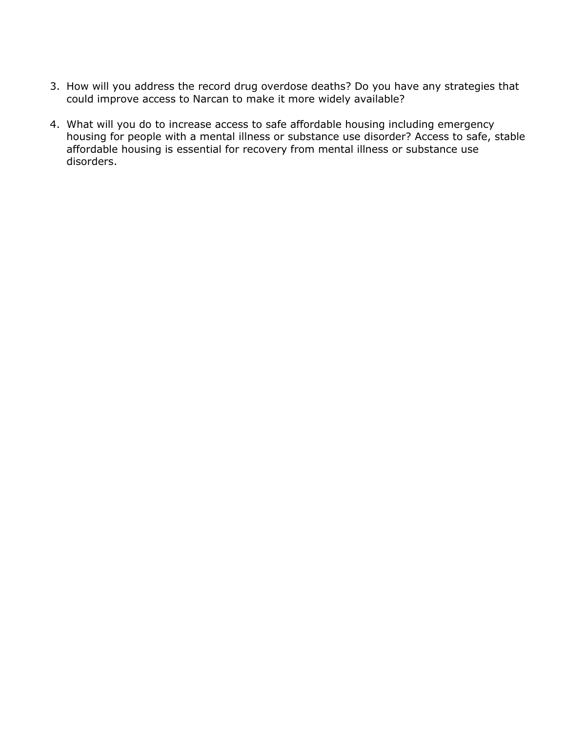3. How will you address the record drug overdose deaths? Do you have any strategies that could improve access to Narcan to make it more widely available?

4. What will you do to increase access to safe affordable housing including emergency housing for people with a mental illness or substance use disorder? Access to safe, stable affordable housing is essential for recovery from mental illness or substance use disorders.